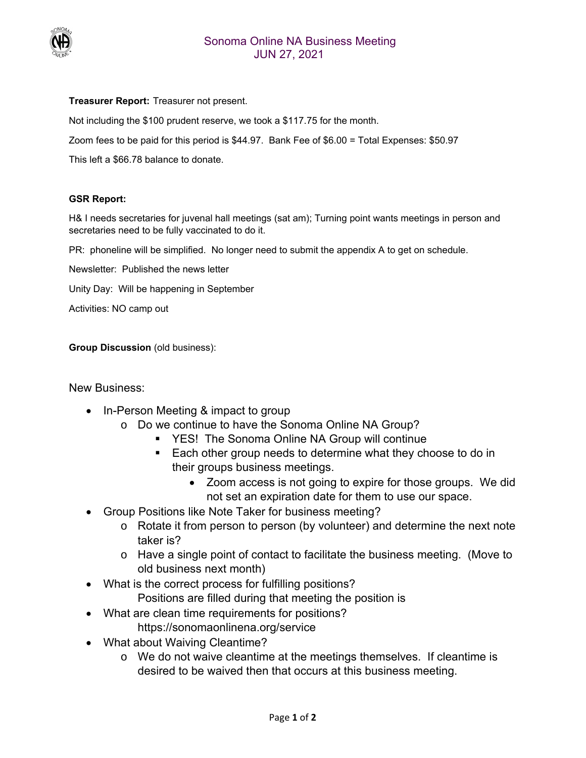# Sonoma Online NA Business Meeting
## JUN 27, 2021

**Treasurer Report:** Treasurer not present.

Not including the $100 prudent reserve, we took a $117.75 for the month.

Zoom fees to be paid for this period is $44.97. Bank Fee of $6.00 = Total Expenses: $50.97

This left a $66.78 balance to donate.

**GSR Report:**

H& I needs secretaries for juvenal hall meetings (sat am); Turning point wants meetings in person and secretaries need to be fully vaccinated to do it.

PR: phoneline will be simplified. No longer need to submit the appendix A to get on schedule.

Newsletter: Published the news letter

Unity Day: Will be happening in September

Activities: NO camp out

**Group Discussion** (old business):

New Business:

- In-Person Meeting & impact to group
  - Do we continue to have the Sonoma Online NA Group?
    - YES! The Sonoma Online NA Group will continue
    - Each other group needs to determine what they choose to do in their groups business meetings.
      - Zoom access is not going to expire for those groups. We did not set an expiration date for them to use our space.
- Group Positions like Note Taker for business meeting?
  - Rotate it from person to person (by volunteer) and determine the next note taker is?
  - Have a single point of contact to facilitate the business meeting. (Move to old business next month)
- What is the correct process for fulfilling positions?
  Positions are filled during that meeting the position is
- What are clean time requirements for positions?
  https://sonomaonlinena.org/service
- What about Waiving Cleantime?
  - We do not waive cleantime at the meetings themselves. If cleantime is desired to be waived then that occurs at this business meeting.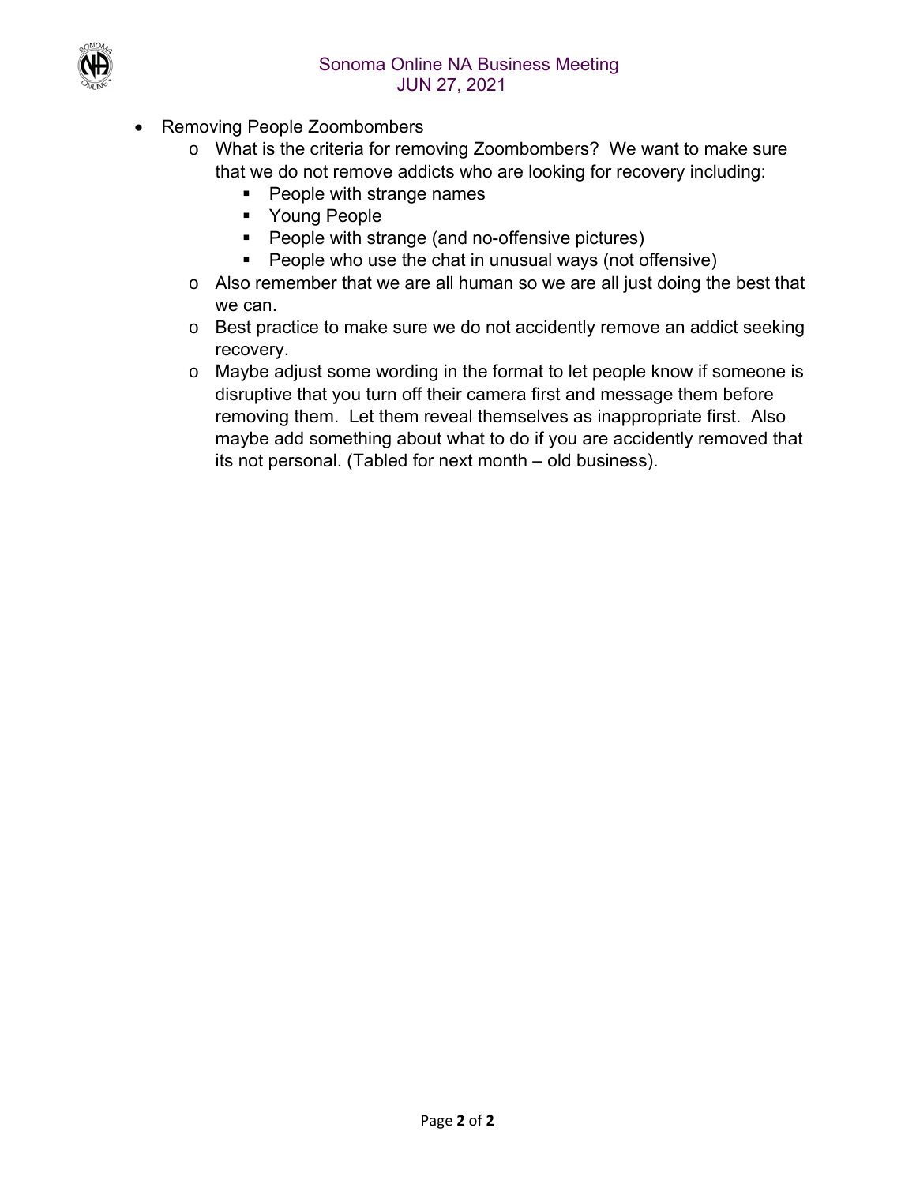- Removing People Zoombombers
  - What is the criteria for removing Zoombombers? We want to make sure that we do not remove addicts who are looking for recovery including:
    - People with strange names
    - Young People
    - People with strange (and no-offensive pictures)
    - People who use the chat in unusual ways (not offensive)
  - Also remember that we are all human so we are all just doing the best that we can.
  - Best practice to make sure we do not accidently remove an addict seeking recovery.
  - Maybe adjust some wording in the format to let people know if someone is disruptive that you turn off their camera first and message them before removing them. Let them reveal themselves as inappropriate first. Also maybe add something about what to do if you are accidently removed that its not personal. (Tabled for next month – old business).